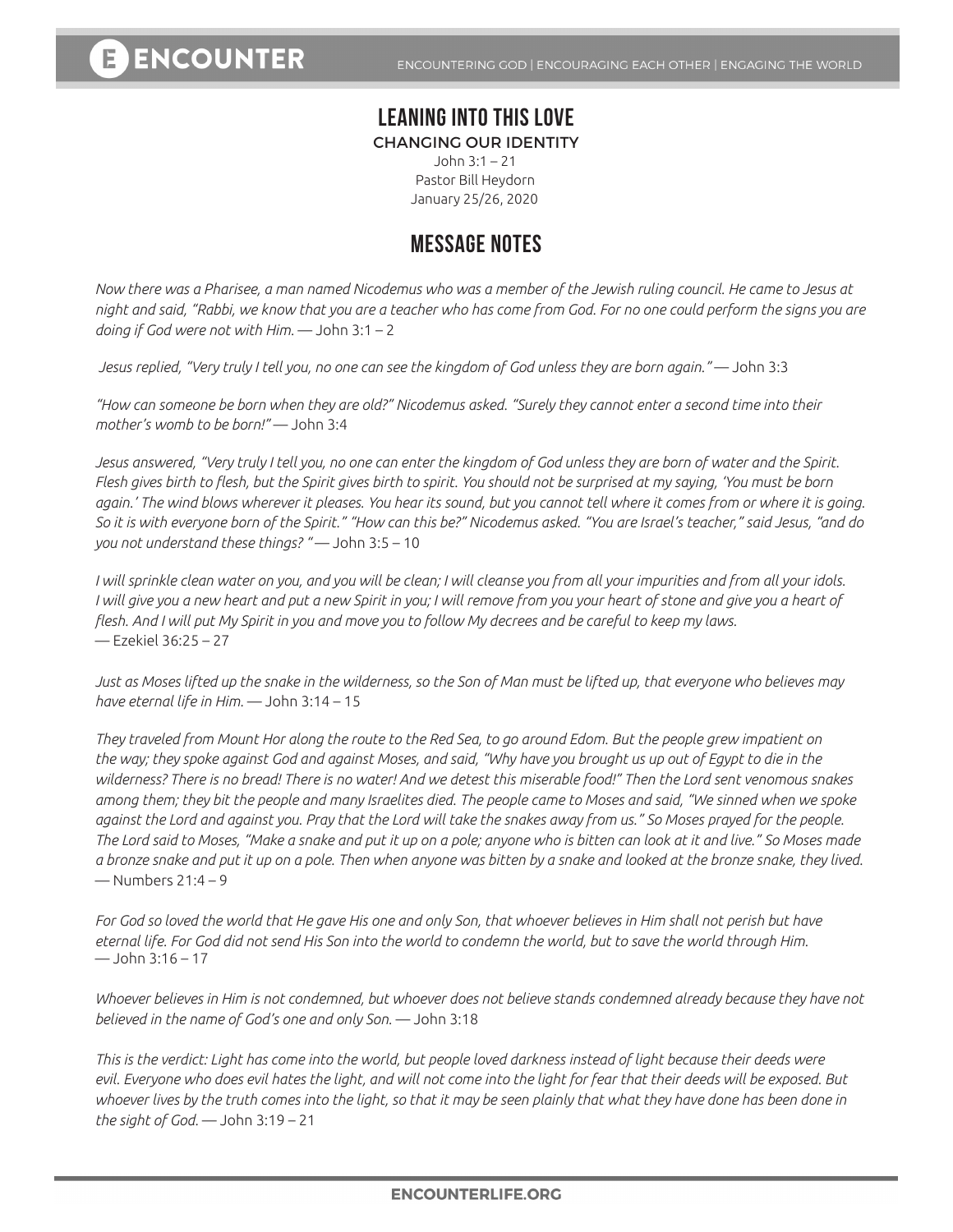# LEANING INTO THIS LOVE

**CHANGING OUR IDENTITY**

John 3:1 – 21
Pastor Bill Heydorn
January 25/26, 2020

## MESSAGE NOTES

*Now there was a Pharisee, a man named Nicodemus who was a member of the Jewish ruling council. He came to Jesus at night and said, "Rabbi, we know that you are a teacher who has come from God. For no one could perform the signs you are doing if God were not with Him.* — John 3:1 – 2

*Jesus replied, "Very truly I tell you, no one can see the kingdom of God unless they are born again."* — John 3:3

*"How can someone be born when they are old?" Nicodemus asked. "Surely they cannot enter a second time into their mother's womb to be born!"* — John 3:4

*Jesus answered, "Very truly I tell you, no one can enter the kingdom of God unless they are born of water and the Spirit. Flesh gives birth to flesh, but the Spirit gives birth to spirit. You should not be surprised at my saying, 'You must be born again.' The wind blows wherever it pleases. You hear its sound, but you cannot tell where it comes from or where it is going. So it is with everyone born of the Spirit." "How can this be?" Nicodemus asked. "You are Israel's teacher," said Jesus, "and do you not understand these things? "* — John 3:5 – 10

*I will sprinkle clean water on you, and you will be clean; I will cleanse you from all your impurities and from all your idols. I will give you a new heart and put a new Spirit in you; I will remove from you your heart of stone and give you a heart of flesh. And I will put My Spirit in you and move you to follow My decrees and be careful to keep my laws.*
— Ezekiel 36:25 – 27

*Just as Moses lifted up the snake in the wilderness, so the Son of Man must be lifted up, that everyone who believes may have eternal life in Him.* — John 3:14 – 15

*They traveled from Mount Hor along the route to the Red Sea, to go around Edom. But the people grew impatient on the way; they spoke against God and against Moses, and said, "Why have you brought us up out of Egypt to die in the wilderness? There is no bread! There is no water! And we detest this miserable food!" Then the Lord sent venomous snakes among them; they bit the people and many Israelites died. The people came to Moses and said, "We sinned when we spoke against the Lord and against you. Pray that the Lord will take the snakes away from us." So Moses prayed for the people. The Lord said to Moses, "Make a snake and put it up on a pole; anyone who is bitten can look at it and live." So Moses made a bronze snake and put it up on a pole. Then when anyone was bitten by a snake and looked at the bronze snake, they lived.*
— Numbers 21:4 – 9

*For God so loved the world that He gave His one and only Son, that whoever believes in Him shall not perish but have eternal life. For God did not send His Son into the world to condemn the world, but to save the world through Him.*
— John 3:16 – 17

*Whoever believes in Him is not condemned, but whoever does not believe stands condemned already because they have not believed in the name of God's one and only Son.* — John 3:18

*This is the verdict: Light has come into the world, but people loved darkness instead of light because their deeds were evil. Everyone who does evil hates the light, and will not come into the light for fear that their deeds will be exposed. But whoever lives by the truth comes into the light, so that it may be seen plainly that what they have done has been done in the sight of God.* — John 3:19 – 21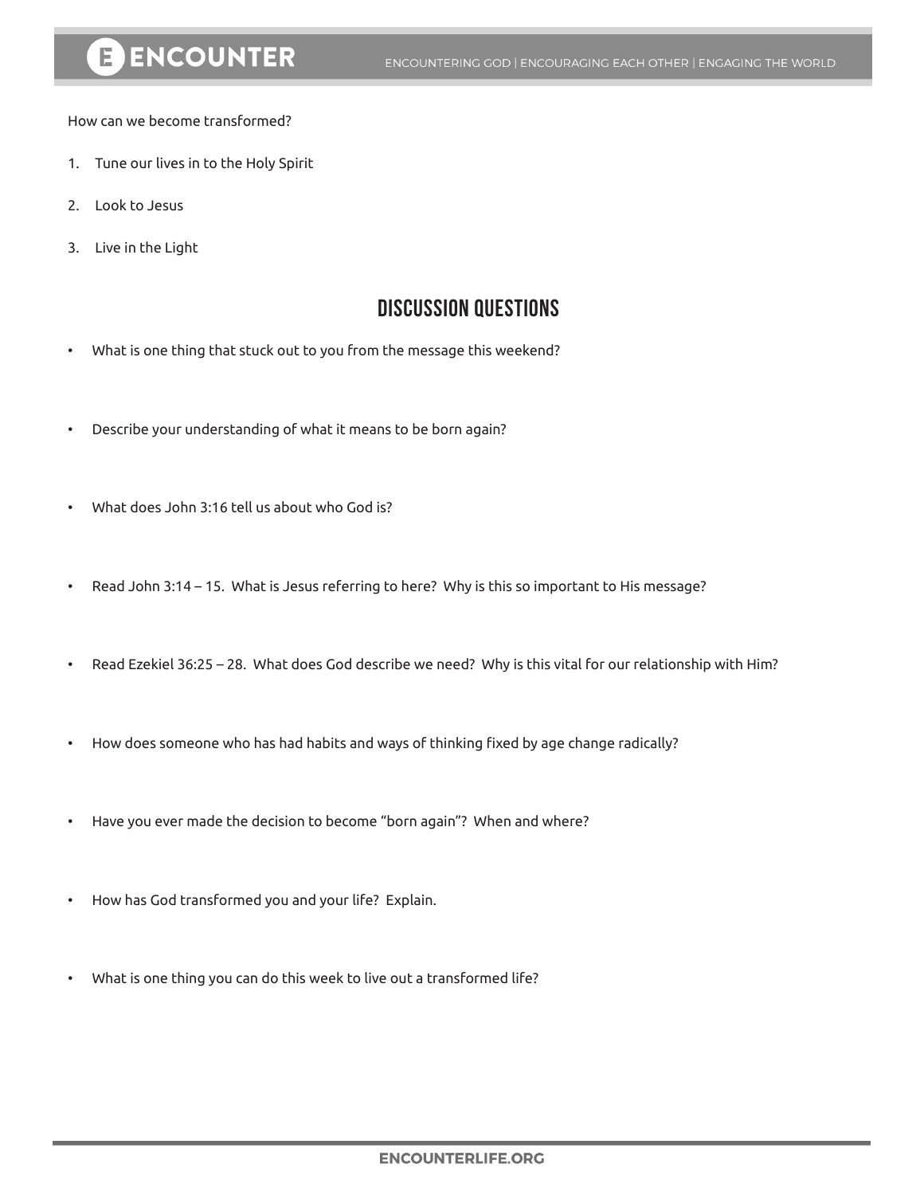How can we become transformed?

1. Tune our lives in to the Holy Spirit
2. Look to Jesus
3. Live in the Light

## DISCUSSION QUESTIONS

- What is one thing that stuck out to you from the message this weekend?
- Describe your understanding of what it means to be born again?
- What does John 3:16 tell us about who God is?
- Read John 3:14 – 15. What is Jesus referring to here? Why is this so important to His message?
- Read Ezekiel 36:25 – 28. What does God describe we need? Why is this vital for our relationship with Him?
- How does someone who has had habits and ways of thinking fixed by age change radically?
- Have you ever made the decision to become "born again"? When and where?
- How has God transformed you and your life? Explain.
- What is one thing you can do this week to live out a transformed life?